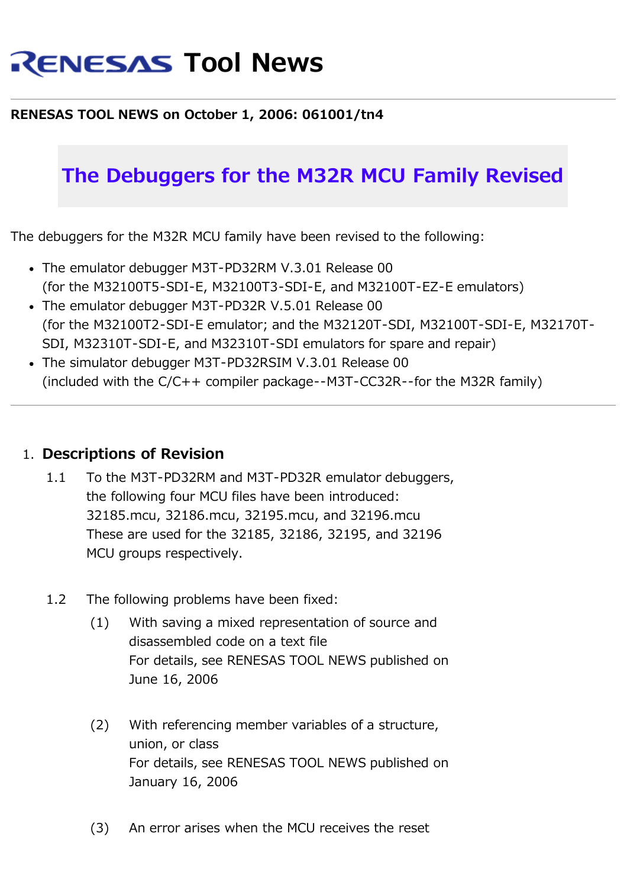# RENESAS Tool News

**RENESAS TOOL NEWS on October 1, 2006: 061001/tn4**

## The Debuggers for the M32R MCU Family Revised

The debuggers for the M32R MCU family have been revised to the following:

- The emulator debugger M3T-PD32RM V.3.01 Release 00
  (for the M32100T5-SDI-E, M32100T3-SDI-E, and M32100T-EZ-E emulators)
- The emulator debugger M3T-PD32R V.5.01 Release 00
  (for the M32100T2-SDI-E emulator; and the M32120T-SDI, M32100T-SDI-E, M32170T-SDI, M32310T-SDI-E, and M32310T-SDI emulators for spare and repair)
- The simulator debugger M3T-PD32RSIM V.3.01 Release 00
  (included with the C/C++ compiler package--M3T-CC32R--for the M32R family)

---

1. **Descriptions of Revision**

   1.1 To the M3T-PD32RM and M3T-PD32R emulator debuggers, the following four MCU files have been introduced:
   32185.mcu, 32186.mcu, 32195.mcu, and 32196.mcu
   These are used for the 32185, 32186, 32195, and 32196 MCU groups respectively.

   1.2 The following problems have been fixed:

   (1) With saving a mixed representation of source and disassembled code on a text file
   For details, see RENESAS TOOL NEWS published on June 16, 2006

   (2) With referencing member variables of a structure, union, or class
   For details, see RENESAS TOOL NEWS published on January 16, 2006

   (3) An error arises when the MCU receives the reset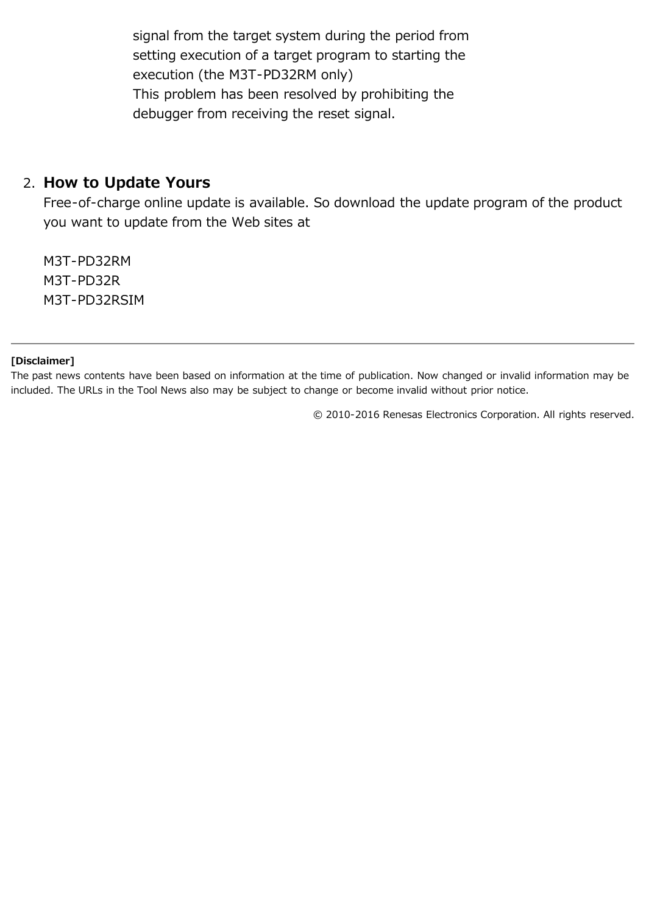signal from the target system during the period from setting execution of a target program to starting the execution (the M3T-PD32RM only)
This problem has been resolved by prohibiting the debugger from receiving the reset signal.

## 2. How to Update Yours

Free-of-charge online update is available. So download the update program of the product you want to update from the Web sites at

M3T-PD32RM
M3T-PD32R
M3T-PD32RSIM

---

**[Disclaimer]**
The past news contents have been based on information at the time of publication. Now changed or invalid information may be included. The URLs in the Tool News also may be subject to change or become invalid without prior notice.

© 2010-2016 Renesas Electronics Corporation. All rights reserved.